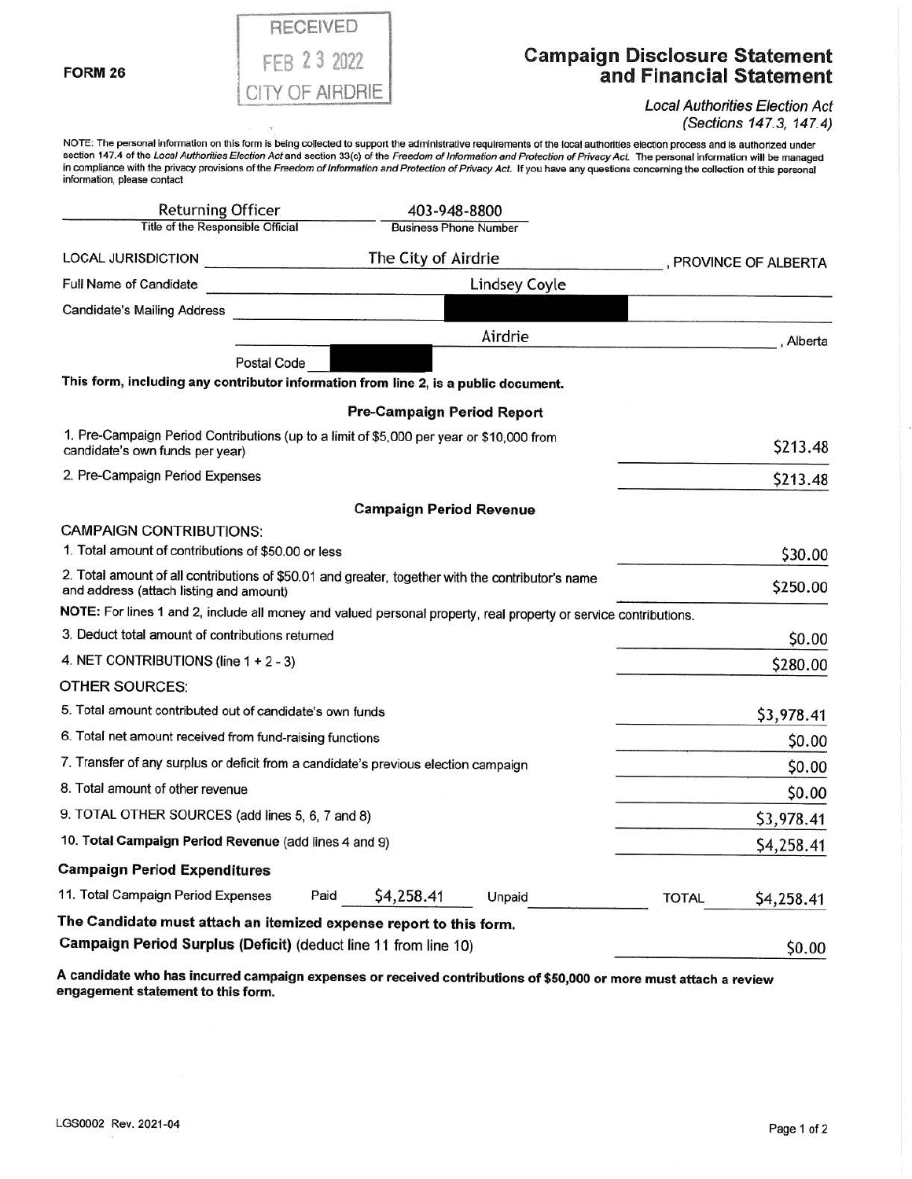**FORM 26**

RECEIVED
FEB 23 2022
CITY OF AIRDRIE

# Campaign Disclosure Statement and Financial Statement

*Local Authorities Election Act*
*(Sections 147.3, 147.4)*

NOTE: The personal information on this form is being collected to support the administrative requirements of the local authorities election process and is authorized under section 147.4 of the *Local Authorities Election Act* and section 33(c) of the *Freedom of Information and Protection of Privacy Act*. The personal information will be managed in compliance with the privacy provisions of the *Freedom of Information and Protection of Privacy Act*. If you have any questions concerning the collection of this personal information, please contact

| Title of the Responsible Official | Business Phone Number |
|---|---|
| Returning Officer | 403-948-8800 |

LOCAL JURISDICTION: The City of Airdrie, PROVINCE OF ALBERTA

Full Name of Candidate: Lindsey Coyle

Candidate's Mailing Address: [REDACTED]

Airdrie, Alberta

Postal Code: [REDACTED]

**This form, including any contributor information from line 2, is a public document.**

### Pre-Campaign Period Report

| | |
|---|---|
| 1. Pre-Campaign Period Contributions (up to a limit of $5,000 per year or $10,000 from candidate's own funds per year) | $213.48 |
| 2. Pre-Campaign Period Expenses | $213.48 |

### Campaign Period Revenue

CAMPAIGN CONTRIBUTIONS:

| | |
|---|---|
| 1. Total amount of contributions of $50.00 or less | $30.00 |
| 2. Total amount of all contributions of $50.01 and greater, together with the contributor's name and address (attach listing and amount) | $250.00 |

**NOTE:** For lines 1 and 2, include all money and valued personal property, real property or service contributions.

| | |
|---|---|
| 3. Deduct total amount of contributions returned | $0.00 |
| 4. NET CONTRIBUTIONS (line 1 + 2 - 3) | $280.00 |

OTHER SOURCES:

| | |
|---|---|
| 5. Total amount contributed out of candidate's own funds | $3,978.41 |
| 6. Total net amount received from fund-raising functions | $0.00 |
| 7. Transfer of any surplus or deficit from a candidate's previous election campaign | $0.00 |
| 8. Total amount of other revenue | $0.00 |
| 9. TOTAL OTHER SOURCES (add lines 5, 6, 7 and 8) | $3,978.41 |
| 10. **Total Campaign Period Revenue** (add lines 4 and 9) | $4,258.41 |

**Campaign Period Expenditures**

| | Paid | Unpaid | TOTAL |
|---|---|---|---|
| 11. Total Campaign Period Expenses | $4,258.41 | | $4,258.41 |

**The Candidate must attach an itemized expense report to this form.**

**Campaign Period Surplus (Deficit)** (deduct line 11 from line 10): $0.00

**A candidate who has incurred campaign expenses or received contributions of $50,000 or more must attach a review engagement statement to this form.**

LGS0002 Rev. 2021-04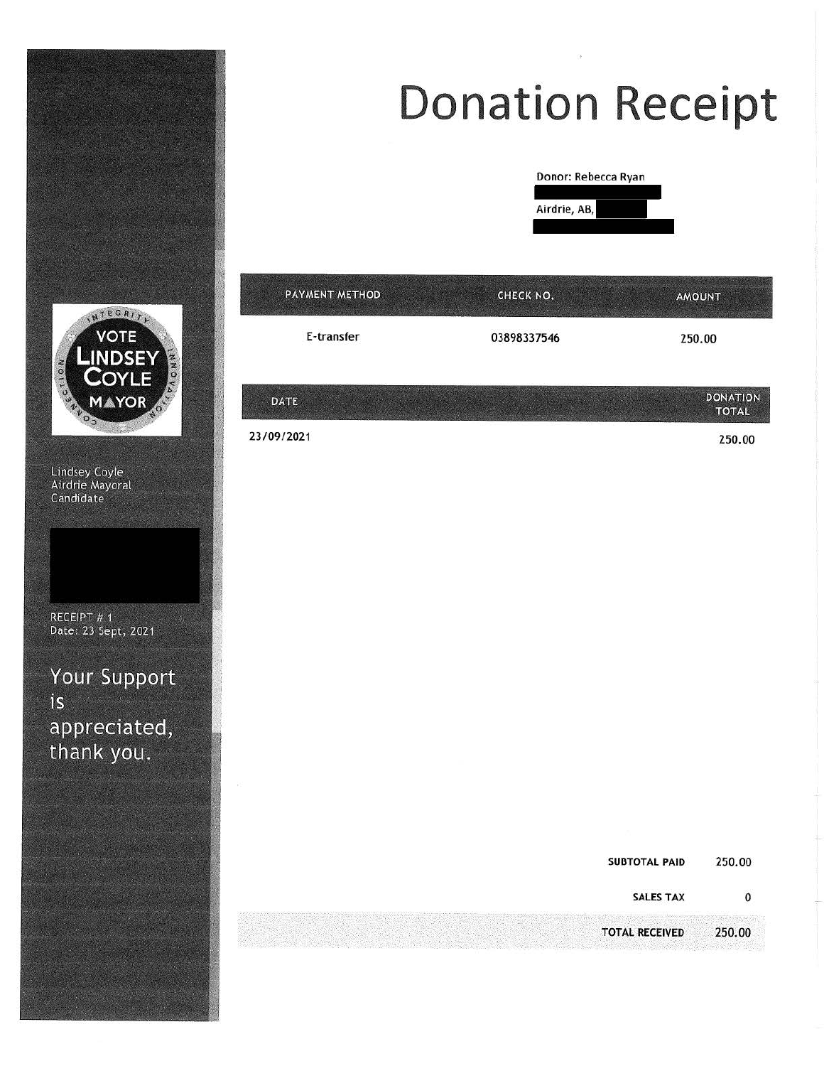# Donation Receipt

Donor: Rebecca Ryan

Airdrie, AB,

| PAYMENT METHOD | CHECK NO. | AMOUNT |
| --- | --- | --- |
| E-transfer | 03898337546 | 250.00 |

| DATE | DONATION TOTAL |
| --- | --- |
| 23/09/2021 | 250.00 |

VOTE LINDSEY COYLE MAYOR

INTEGRITY INNOVATION CONNECTION

Lindsey Coyle
Airdrie Mayoral Candidate

RECEIPT # 1
Date: 23 Sept, 2021

Your Support is appreciated, thank you.

| | |
| --- | --- |
| **SUBTOTAL PAID** | 250.00 |
| **SALES TAX** | 0 |
| **TOTAL RECEIVED** | 250.00 |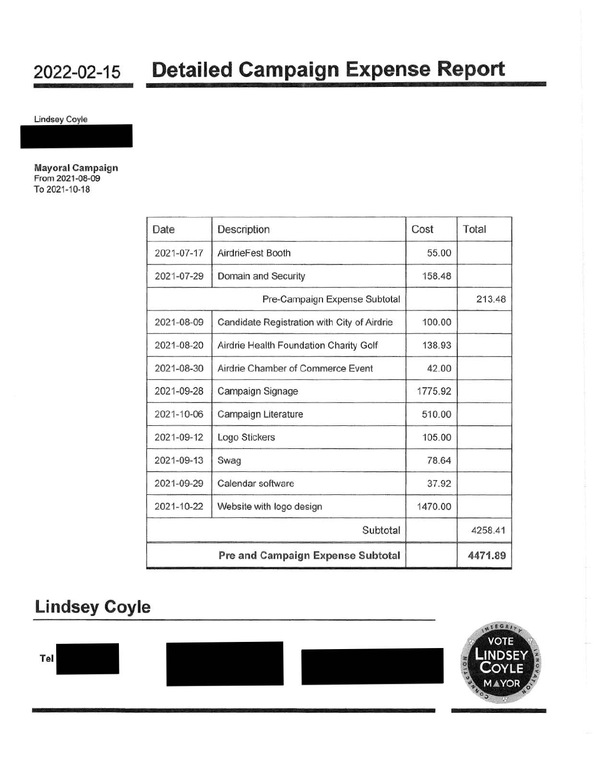# 2022-02-15 Detailed Campaign Expense Report

Lindsey Coyle

**Mayoral Campaign**
From 2021-08-09
To 2021-10-18

| Date | Description | Cost | Total |
|---|---|---|---|
| 2021-07-17 | AirdrieFest Booth | 55.00 | |
| 2021-07-29 | Domain and Security | 158.48 | |
| | Pre-Campaign Expense Subtotal | | 213.48 |
| 2021-08-09 | Candidate Registration with City of Airdrie | 100.00 | |
| 2021-08-20 | Airdrie Health Foundation Charity Golf | 138.93 | |
| 2021-08-30 | Airdrie Chamber of Commerce Event | 42.00 | |
| 2021-09-28 | Campaign Signage | 1775.92 | |
| 2021-10-06 | Campaign Literature | 510.00 | |
| 2021-09-12 | Logo Stickers | 105.00 | |
| 2021-09-13 | Swag | 78.64 | |
| 2021-09-29 | Calendar software | 37.92 | |
| 2021-10-22 | Website with logo design | 1470.00 | |
| | Subtotal | | 4258.41 |
| | **Pre and Campaign Expense Subtotal** | | **4471.89** |

## Lindsey Coyle

Tel

VOTE LINDSEY COYLE MAYOR
INTEGRITY INNOVATION CONNECTION